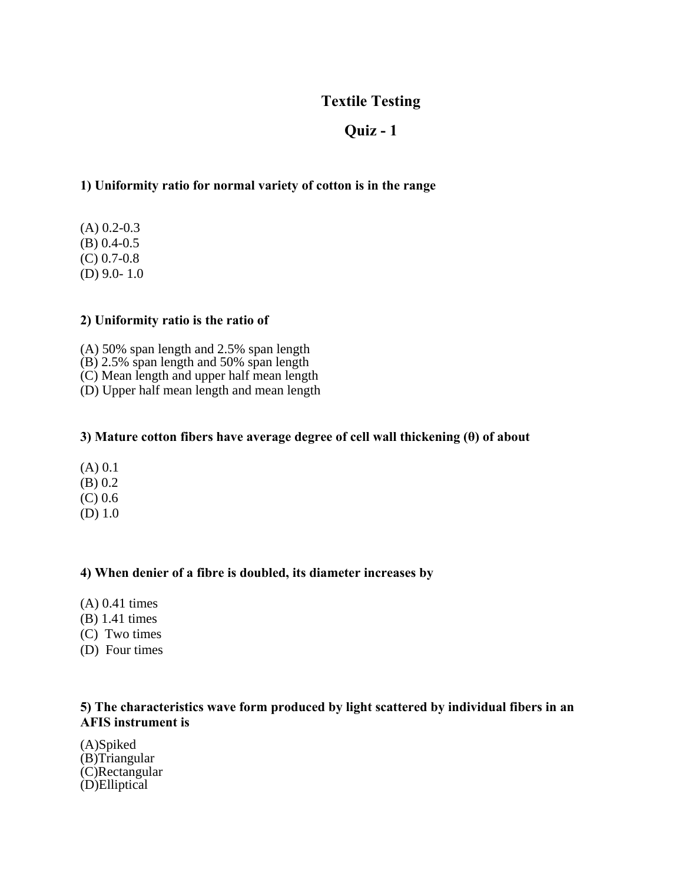# Textile Testing

## Quiz - 1

**1) Uniformity ratio for normal variety of cotton is in the range**

(A) 0.2-0.3
(B) 0.4-0.5
(C) 0.7-0.8
(D) 9.0- 1.0

**2) Uniformity ratio is the ratio of**

(A) 50% span length and 2.5% span length
(B) 2.5% span length and 50% span length
(C) Mean length and upper half mean length
(D) Upper half mean length and mean length

**3) Mature cotton fibers have average degree of cell wall thickening (θ) of about**

(A) 0.1
(B) 0.2
(C) 0.6
(D) 1.0

**4) When denier of a fibre is doubled, its diameter increases by**

(A) 0.41 times
(B) 1.41 times
(C) Two times
(D) Four times

**5) The characteristics wave form produced by light scattered by individual fibers in an AFIS instrument is**

(A)Spiked
(B)Triangular
(C)Rectangular
(D)Elliptical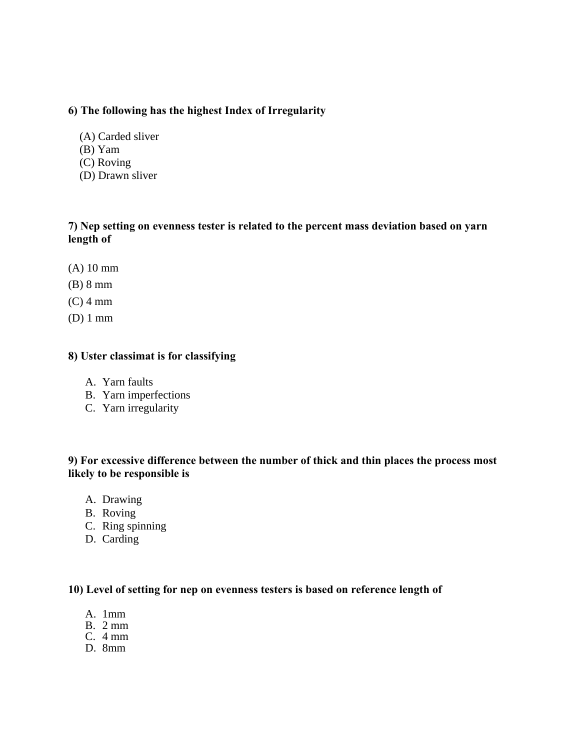**6) The following has the highest Index of Irregularity**

(A) Carded sliver
(B) Yam
(C) Roving
(D) Drawn sliver

**7) Nep setting on evenness tester is related to the percent mass deviation based on yarn length of**

(A) 10 mm

(B) 8 mm

(C) 4 mm

(D) 1 mm

**8) Uster classimat is for classifying**

A. Yarn faults
B. Yarn imperfections
C. Yarn irregularity

**9) For excessive difference between the number of thick and thin places the process most likely to be responsible is**

A. Drawing
B. Roving
C. Ring spinning
D. Carding

**10) Level of setting for nep on evenness testers is based on reference length of**

A. 1mm
B. 2 mm
C. 4 mm
D. 8mm